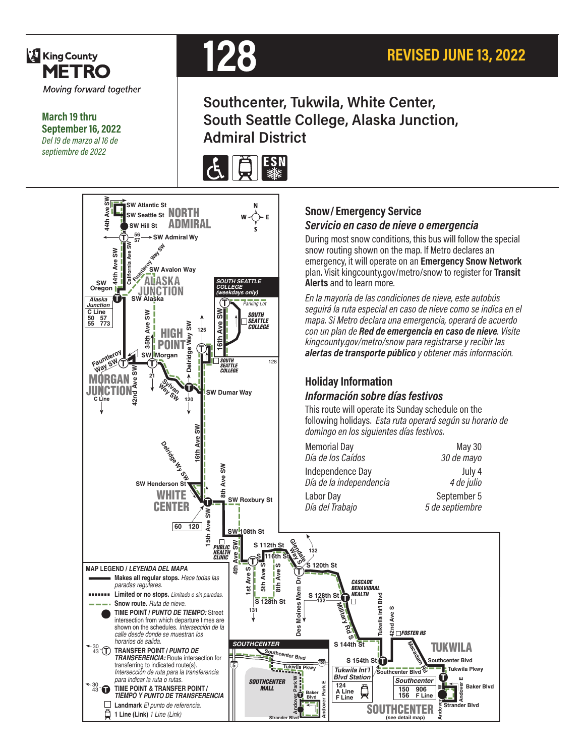King County METRO

*Moving forward together*

**March 19 thru September 16, 2022**
*Del 19 de marzo al 16 de septiembre de 2022*

# 128

**REVISED JUNE 13, 2022**

## Southcenter, Tukwila, White Center, South Seattle College, Alaska Junction, Admiral District

NORTH ADMIRAL
SW Atlantic St
SW Seattle St
SW Hill St
44th Ave SW
SW Admiral Wy
56 57
California Ave SW
Fauntleroy Way SW
SW Avalon Way
ALASKA JUNCTION
SW Oregon
SW Alaska
Alaska Junction: C Line, 50, 57, 55, 773
35th Ave SW
HIGH POINT
Delridge Way SW
125
SW Morgan
Fauntleroy Way SW
MORGAN JUNCTION
C Line
42nd Ave SW
21
Sylvan Way SW
120
SW Dumar Way
SOUTH SEATTLE COLLEGE (weekdays only)
16th Ave SW
Parking Lot
SOUTH SEATTLE COLLEGE
128
16th Ave SW
Delridge Wy SW
8th Ave SW
SW Henderson St
WHITE CENTER
SW Roxbury St
60 120
15th Ave SW
SW 108th St
PUBLIC HEALTH CLINIC
4th Ave SW
S 112th St
S 116th St
Glendale Way S
132
S 120th St
1st Ave S
5th Ave S
8th Ave S
S 128th St
131
Des Moines Mem Dr
S 128th St
132
CASCADE BEHAVIORAL HEALTH
Military Rd S
Tukwila Int'l Blvd
42nd Ave S
FOSTER HS
S 144th St
S 154th St
TUKWILA
Macadam Rd
Southcenter Blvd
Tukwila Pkwy
SOUTHCENTER
Southcenter Blvd
Tukwila Pkwy
405
5
SOUTHCENTER MALL
Andover Park W
Baker Blvd
Andover Park E
Strander Blvd
Tukwila Int'l Blvd Station: 124, A Line, F Line
Southcenter: 150, 906, 156, F Line
Baker Blvd
Andover Park E
Strander Blvd
SOUTHCENTER (see detail map)

**MAP LEGEND / LEYENDA DEL MAPA**

- **Makes all regular stops.** *Hace todas las paradas regulares.*
- **Limited or no stops.** *Limitado o sin paradas.*
- **Snow route.** *Ruta de nieve.*
- **TIME POINT / PUNTO DE TIEMPO:** Street intersection from which departure times are shown on the schedules. *Intersección de la calle desde donde se muestran los horarios de salida.*
- **TRANSFER POINT / PUNTO DE TRANSFERENCIA:** Route intersection for transferring to indicated route(s). *Intersección de ruta para la transferencia para indicar la ruta o rutas.*
- **TIME POINT & TRANSFER POINT / TIEMPO Y PUNTO DE TRANSFERENCIA**
- **Landmark** *El punto de referencia.*
- **1 Line (Link)** *1 Line (Link)*

## Snow / Emergency Service
## *Servicio en caso de nieve o emergencia*

During most snow conditions, this bus will follow the special snow routing shown on the map. If Metro declares an emergency, it will operate on an **Emergency Snow Network** plan. Visit kingcounty.gov/metro/snow to register for **Transit Alerts** and to learn more.

*En la mayoría de las condiciones de nieve, este autobús seguirá la ruta especial en caso de nieve como se indica en el mapa. Si Metro declara una emergencia, operará de acuerdo con un plan de **Red de emergencia en caso de nieve**. Visite kingcounty.gov/metro/snow para registrarse y recibir las **alertas de transporte público** y obtener más información.*

## Holiday Information
## *Información sobre días festivos*

This route will operate its Sunday schedule on the following holidays. *Esta ruta operará según su horario de domingo en los siguientes días festivos.*

| Holiday | Date |
|---|---|
| Memorial Day / *Día de los Caídos* | May 30 / *30 de mayo* |
| Independence Day / *Día de la independencia* | July 4 / *4 de julio* |
| Labor Day / *Día del Trabajo* | September 5 / *5 de septiembre* |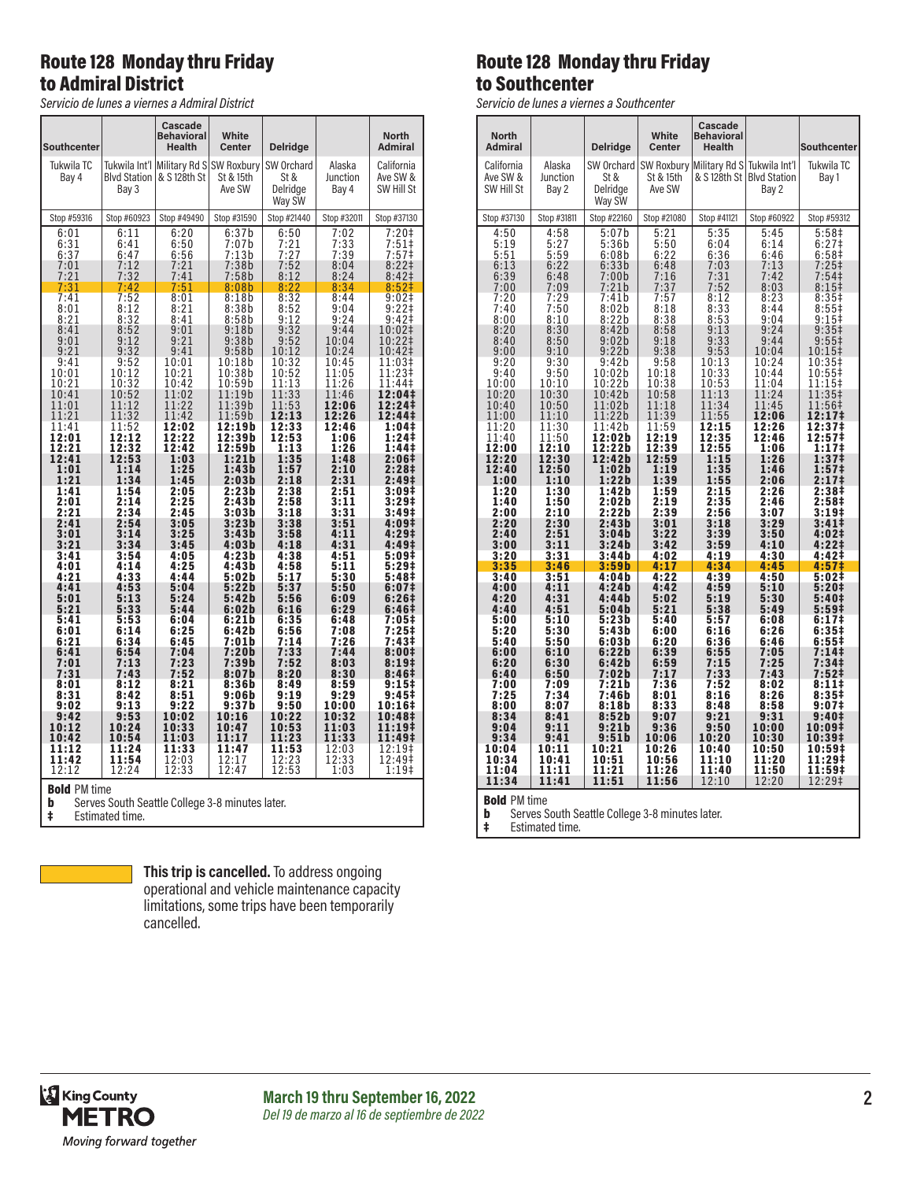## Route 128 Monday thru Friday to Admiral District

*Servicio de lunes a viernes a Admiral District*

| Southcenter | | Cascade Behavioral Health | White Center | Delridge | | North Admiral |
|---|---|---|---|---|---|---|
| Tukwila TC Bay 4 | Tukwila Int'l Blvd Station Bay 3 | Military Rd S & S 128th St | SW Roxbury St & 15th Ave SW | SW Orchard St & Delridge Way SW | Alaska Junction Bay 4 | California Ave SW & SW Hill St |
| Stop #59316 | Stop #60923 | Stop #49490 | Stop #31590 | Stop #21440 | Stop #32011 | Stop #37130 |
| 6:01 | 6:11 | 6:20 | 6:37b | 6:50 | 7:02 | 7:20‡ |
| 6:31 | 6:41 | 6:50 | 7:07b | 7:21 | 7:33 | 7:51‡ |
| 6:37 | 6:47 | 6:56 | 7:13b | 7:27 | 7:39 | 7:57‡ |
| 7:01 | 7:12 | 7:21 | 7:38b | 7:52 | 8:04 | 8:22‡ |
| 7:21 | 7:32 | 7:41 | 7:58b | 8:12 | 8:24 | 8:42‡ |
| 7:31 | 7:42 | 7:51 | 8:08b | 8:22 | 8:34 | 8:52‡ |
| 7:41 | 7:52 | 8:01 | 8:18b | 8:32 | 8:44 | 9:02‡ |
| 8:01 | 8:12 | 8:21 | 8:38b | 8:52 | 9:04 | 9:22‡ |
| 8:21 | 8:32 | 8:41 | 8:58b | 9:12 | 9:24 | 9:42‡ |
| 8:41 | 8:52 | 9:01 | 9:18b | 9:32 | 9:44 | 10:02‡ |
| 9:01 | 9:12 | 9:21 | 9:38b | 9:52 | 10:04 | 10:22‡ |
| 9:21 | 9:32 | 9:41 | 9:58b | 10:12 | 10:24 | 10:42‡ |
| 9:41 | 9:52 | 10:01 | 10:18b | 10:32 | 10:45 | 11:03‡ |
| 10:01 | 10:12 | 10:21 | 10:38b | 10:52 | 11:05 | 11:23‡ |
| 10:21 | 10:32 | 10:42 | 10:59b | 11:13 | 11:26 | 11:44‡ |
| 10:41 | 10:52 | 11:02 | 11:19b | 11:33 | 11:46 | **12:04‡** |
| 11:01 | 11:12 | 11:22 | 11:39b | 11:53 | **12:06** | **12:24‡** |
| 11:21 | 11:32 | 11:42 | 11:59b | **12:13** | **12:26** | **12:44‡** |
| 11:41 | 11:52 | **12:02** | **12:19b** | **12:33** | **12:46** | **1:04‡** |
| **12:01** | **12:12** | **12:22** | **12:39b** | **12:53** | **1:06** | **1:24‡** |
| **12:21** | **12:32** | **12:42** | **12:59b** | **1:13** | **1:26** | **1:44‡** |
| **12:41** | **12:53** | **1:03** | **1:21b** | **1:35** | **1:48** | **2:06‡** |
| **1:01** | **1:14** | **1:25** | **1:43b** | **1:57** | **2:10** | **2:28‡** |
| **1:21** | **1:34** | **1:45** | **2:03b** | **2:18** | **2:31** | **2:49‡** |
| **1:41** | **1:54** | **2:05** | **2:23b** | **2:38** | **2:51** | **3:09‡** |
| **2:01** | **2:14** | **2:25** | **2:43b** | **2:58** | **3:11** | **3:29‡** |
| **2:21** | **2:34** | **2:45** | **3:03b** | **3:18** | **3:31** | **3:49‡** |
| **2:41** | **2:54** | **3:05** | **3:23b** | **3:38** | **3:51** | **4:09‡** |
| **3:01** | **3:14** | **3:25** | **3:43b** | **3:58** | **4:11** | **4:29‡** |
| **3:21** | **3:34** | **3:45** | **4:03b** | **4:18** | **4:31** | **4:49‡** |
| **3:41** | **3:54** | **4:05** | **4:23b** | **4:38** | **4:51** | **5:09‡** |
| **4:01** | **4:14** | **4:25** | **4:43b** | **4:58** | **5:11** | **5:29‡** |
| **4:21** | **4:33** | **4:44** | **5:02b** | **5:17** | **5:30** | **5:48‡** |
| **4:41** | **4:53** | **5:04** | **5:22b** | **5:37** | **5:50** | **6:07‡** |
| **5:01** | **5:13** | **5:24** | **5:42b** | **5:56** | **6:09** | **6:26‡** |
| **5:21** | **5:33** | **5:44** | **6:02b** | **6:16** | **6:29** | **6:46‡** |
| **5:41** | **5:53** | **6:04** | **6:21b** | **6:35** | **6:48** | **7:05‡** |
| **6:01** | **6:14** | **6:25** | **6:42b** | **6:56** | **7:08** | **7:25‡** |
| **6:21** | **6:34** | **6:45** | **7:01b** | **7:14** | **7:26** | **7:43‡** |
| **6:41** | **6:54** | **7:04** | **7:20b** | **7:33** | **7:44** | **8:00‡** |
| **7:01** | **7:13** | **7:23** | **7:39b** | **7:52** | **8:03** | **8:19‡** |
| **7:31** | **7:43** | **7:52** | **8:07b** | **8:20** | **8:30** | **8:46‡** |
| **8:01** | **8:12** | **8:21** | **8:36b** | **8:49** | **8:59** | **9:15‡** |
| **8:31** | **8:42** | **8:51** | **9:06b** | **9:19** | **9:29** | **9:45‡** |
| **9:02** | **9:13** | **9:22** | **9:37b** | **9:50** | **10:00** | **10:16‡** |
| **9:42** | **9:53** | **10:02** | **10:16** | **10:22** | **10:32** | **10:48‡** |
| **10:12** | **10:24** | **10:33** | **10:47** | **10:53** | **11:03** | **11:19‡** |
| **10:42** | **10:54** | **11:03** | **11:17** | **11:23** | **11:33** | **11:49‡** |
| **11:12** | **11:24** | **11:33** | **11:47** | **11:53** | 12:03 | 12:19‡ |
| **11:42** | **11:54** | 12:03 | 12:17 | 12:23 | 12:33 | 12:49‡ |
| 12:12 | 12:24 | 12:33 | 12:47 | 12:53 | 1:03 | 1:19‡ |

**Bold** PM time
**b** Serves South Seattle College 3-8 minutes later.
**‡** Estimated time.

## Route 128 Monday thru Friday to Southcenter

*Servicio de lunes a viernes a Southcenter*

| North Admiral | | Delridge | White Center | Cascade Behavioral Health | | Southcenter |
|---|---|---|---|---|---|---|
| California Ave SW & SW Hill St | Alaska Junction Bay 2 | SW Orchard St & Delridge Way SW | SW Roxbury St & 15th Ave SW | Military Rd S & S 128th St | Tukwila Int'l Blvd Station Bay 2 | Tukwila TC Bay 1 |
| Stop #37130 | Stop #31811 | Stop #22160 | Stop #21080 | Stop #41121 | Stop #60922 | Stop #59312 |
| 4:50 | 4:58 | 5:07b | 5:21 | 5:35 | 5:45 | 5:58‡ |
| 5:19 | 5:27 | 5:36b | 5:50 | 6:04 | 6:14 | 6:27‡ |
| 5:51 | 5:59 | 6:08b | 6:22 | 6:36 | 6:46 | 6:58‡ |
| 6:13 | 6:22 | 6:33b | 6:48 | 7:03 | 7:13 | 7:25‡ |
| 6:39 | 6:48 | 7:00b | 7:16 | 7:31 | 7:42 | 7:54‡ |
| 7:00 | 7:09 | 7:21b | 7:37 | 7:52 | 8:03 | 8:15‡ |
| 7:20 | 7:29 | 7:41b | 7:57 | 8:12 | 8:23 | 8:35‡ |
| 7:40 | 7:50 | 8:02b | 8:18 | 8:33 | 8:44 | 8:55‡ |
| 8:00 | 8:10 | 8:22b | 8:38 | 8:53 | 9:04 | 9:15‡ |
| 8:20 | 8:30 | 8:42b | 8:58 | 9:13 | 9:24 | 9:35‡ |
| 8:40 | 8:50 | 9:02b | 9:18 | 9:33 | 9:44 | 9:55‡ |
| 9:00 | 9:10 | 9:22b | 9:38 | 9:53 | 10:04 | 10:15‡ |
| 9:20 | 9:30 | 9:42b | 9:58 | 10:13 | 10:24 | 10:35‡ |
| 9:40 | 9:50 | 10:02b | 10:18 | 10:33 | 10:44 | 10:55‡ |
| 10:00 | 10:10 | 10:22b | 10:38 | 10:53 | 11:04 | 11:15‡ |
| 10:20 | 10:30 | 10:42b | 10:58 | 11:13 | 11:24 | 11:35‡ |
| 10:40 | 10:50 | 11:02b | 11:18 | 11:34 | 11:45 | 11:56‡ |
| 11:00 | 11:10 | 11:22b | 11:39 | 11:55 | **12:06** | **12:17‡** |
| 11:20 | 11:30 | 11:42b | 11:59 | **12:15** | **12:26** | **12:37‡** |
| 11:40 | 11:50 | **12:02b** | **12:19** | **12:35** | **12:46** | **12:57‡** |
| **12:00** | **12:10** | **12:22b** | **12:39** | **12:55** | **1:06** | **1:17‡** |
| **12:20** | **12:30** | **12:42b** | **12:59** | **1:15** | **1:26** | **1:37‡** |
| **12:40** | **12:50** | **1:02b** | **1:19** | **1:35** | **1:46** | **1:57‡** |
| **1:00** | **1:10** | **1:22b** | **1:39** | **1:55** | **2:06** | **2:17‡** |
| **1:20** | **1:30** | **1:42b** | **1:59** | **2:15** | **2:26** | **2:38‡** |
| **1:40** | **1:50** | **2:02b** | **2:19** | **2:35** | **2:46** | **2:58‡** |
| **2:00** | **2:10** | **2:22b** | **2:39** | **2:56** | **3:07** | **3:19‡** |
| **2:20** | **2:30** | **2:43b** | **3:01** | **3:18** | **3:29** | **3:41‡** |
| **2:40** | **2:51** | **3:04b** | **3:22** | **3:39** | **3:50** | **4:02‡** |
| **3:00** | **3:11** | **3:24b** | **3:42** | **3:59** | **4:10** | **4:22‡** |
| **3:20** | **3:31** | **3:44b** | **4:02** | **4:19** | **4:30** | **4:42‡** |
| **3:35** | **3:46** | **3:59b** | **4:17** | **4:34** | **4:45** | **4:57‡** |
| **3:40** | **3:51** | **4:04b** | **4:22** | **4:39** | **4:50** | **5:02‡** |
| **4:00** | **4:11** | **4:24b** | **4:42** | **4:59** | **5:10** | **5:20‡** |
| **4:20** | **4:31** | **4:44b** | **5:02** | **5:19** | **5:30** | **5:40‡** |
| **4:40** | **4:51** | **5:04b** | **5:21** | **5:38** | **5:49** | **5:59‡** |
| **5:00** | **5:10** | **5:23b** | **5:40** | **5:57** | **6:08** | **6:17‡** |
| **5:20** | **5:30** | **5:43b** | **6:00** | **6:16** | **6:26** | **6:35‡** |
| **5:40** | **5:50** | **6:03b** | **6:20** | **6:36** | **6:46** | **6:55‡** |
| **6:00** | **6:10** | **6:22b** | **6:39** | **6:55** | **7:05** | **7:14‡** |
| **6:20** | **6:30** | **6:42b** | **6:59** | **7:15** | **7:25** | **7:34‡** |
| **6:40** | **6:50** | **7:02b** | **7:17** | **7:33** | **7:43** | **7:52‡** |
| **7:00** | **7:09** | **7:21b** | **7:36** | **7:52** | **8:02** | **8:11‡** |
| **7:25** | **7:34** | **7:46b** | **8:01** | **8:16** | **8:26** | **8:35‡** |
| **8:00** | **8:07** | **8:18b** | **8:33** | **8:48** | **8:58** | **9:07‡** |
| **8:34** | **8:41** | **8:52b** | **9:07** | **9:21** | **9:31** | **9:40‡** |
| **9:04** | **9:11** | **9:21b** | **9:36** | **9:50** | **10:00** | **10:09‡** |
| **9:34** | **9:41** | **9:51b** | **10:06** | **10:20** | **10:30** | **10:39‡** |
| **10:04** | **10:11** | **10:21** | **10:26** | **10:40** | **10:50** | **10:59‡** |
| **10:34** | **10:41** | **10:51** | **10:56** | **11:10** | **11:20** | **11:29‡** |
| **11:04** | **11:11** | **11:21** | **11:26** | **11:40** | **11:50** | **11:59‡** |
| **11:34** | **11:41** | **11:51** | **11:56** | 12:10 | 12:20 | 12:29‡ |

**Bold** PM time
**b** Serves South Seattle College 3-8 minutes later.
**‡** Estimated time.

**This trip is cancelled.** To address ongoing operational and vehicle maintenance capacity limitations, some trips have been temporarily cancelled.

**March 19 thru September 16, 2022**
*Del 19 de marzo al 16 de septiembre de 2022*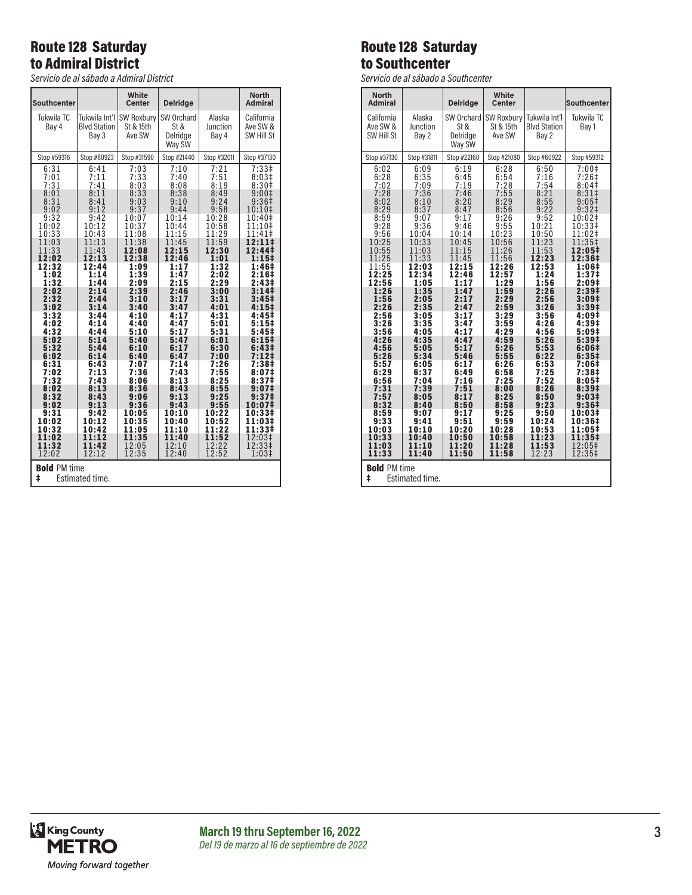## Route 128 Saturday to Admiral District

*Servicio de al sábado a Admiral District*

| Southcenter | | White Center | Delridge | | North Admiral |
|---|---|---|---|---|---|
| Tukwila TC Bay 4 | Tukwila Int'l Blvd Station Bay 3 | SW Roxbury St & 15th Ave SW | SW Orchard St & Delridge Way SW | Alaska Junction Bay 4 | California Ave SW & SW Hill St |
| Stop #59316 | Stop #60923 | Stop #31590 | Stop #21440 | Stop #32011 | Stop #37130 |
| 6:31 | 6:41 | 7:03 | 7:10 | 7:21 | 7:33‡ |
| 7:01 | 7:11 | 7:33 | 7:40 | 7:51 | 8:03‡ |
| 7:31 | 7:41 | 8:03 | 8:08 | 8:19 | 8:30‡ |
| 8:01 | 8:11 | 8:33 | 8:38 | 8:49 | 9:00‡ |
| 8:31 | 8:41 | 9:03 | 9:10 | 9:24 | 9:36‡ |
| 9:02 | 9:12 | 9:37 | 9:44 | 9:58 | 10:10‡ |
| 9:32 | 9:42 | 10:07 | 10:14 | 10:28 | 10:40‡ |
| 10:02 | 10:12 | 10:37 | 10:44 | 10:58 | 11:10‡ |
| 10:33 | 10:43 | 11:08 | 11:15 | 11:29 | 11:41‡ |
| 11:03 | 11:13 | 11:38 | 11:45 | 11:59 | **12:11‡** |
| 11:33 | 11:43 | **12:08** | **12:15** | **12:30** | **12:44‡** |
| **12:02** | **12:13** | **12:38** | **12:46** | **1:01** | **1:15‡** |
| **12:32** | **12:44** | **1:09** | **1:17** | **1:32** | **1:46‡** |
| **1:02** | **1:14** | **1:39** | **1:47** | **2:02** | **2:16‡** |
| **1:32** | **1:44** | **2:09** | **2:15** | **2:29** | **2:43‡** |
| **2:02** | **2:14** | **2:39** | **2:46** | **3:00** | **3:14‡** |
| **2:32** | **2:44** | **3:10** | **3:17** | **3:31** | **3:45‡** |
| **3:02** | **3:14** | **3:40** | **3:47** | **4:01** | **4:15‡** |
| **3:32** | **3:44** | **4:10** | **4:17** | **4:31** | **4:45‡** |
| **4:02** | **4:14** | **4:40** | **4:47** | **5:01** | **5:15‡** |
| **4:32** | **4:44** | **5:10** | **5:17** | **5:31** | **5:45‡** |
| **5:02** | **5:14** | **5:40** | **5:47** | **6:01** | **6:15‡** |
| **5:32** | **5:44** | **6:10** | **6:17** | **6:30** | **6:43‡** |
| **6:02** | **6:14** | **6:40** | **6:47** | **7:00** | **7:12‡** |
| **6:31** | **6:43** | **7:07** | **7:14** | **7:26** | **7:38‡** |
| **7:02** | **7:13** | **7:36** | **7:43** | **7:55** | **8:07‡** |
| **7:32** | **7:43** | **8:06** | **8:13** | **8:25** | **8:37‡** |
| **8:02** | **8:13** | **8:36** | **8:43** | **8:55** | **9:07‡** |
| **8:32** | **8:43** | **9:06** | **9:13** | **9:25** | **9:37‡** |
| **9:02** | **9:13** | **9:36** | **9:43** | **9:55** | **10:07‡** |
| **9:31** | **9:42** | **10:05** | **10:10** | **10:22** | **10:33‡** |
| **10:02** | **10:12** | **10:35** | **10:40** | **10:52** | **11:03‡** |
| **10:32** | **10:42** | **11:05** | **11:10** | **11:22** | **11:33‡** |
| **11:02** | **11:12** | **11:35** | **11:40** | **11:52** | 12:03‡ |
| **11:32** | **11:42** | 12:05 | 12:10 | 12:22 | 12:33‡ |
| 12:02 | 12:12 | 12:35 | 12:40 | 12:52 | 1:03‡ |

**Bold** PM time
‡ Estimated time.

## Route 128 Saturday to Southcenter

*Servicio de al sábado a Southcenter*

| North Admiral | | Delridge | White Center | | Southcenter |
|---|---|---|---|---|---|
| California Ave SW & SW Hill St | Alaska Junction Bay 2 | SW Orchard St & Delridge Way SW | SW Roxbury St & 15th Ave SW | Tukwila Int'l Blvd Station Bay 2 | Tukwila TC Bay 1 |
| Stop #37130 | Stop #31811 | Stop #22160 | Stop #21080 | Stop #60922 | Stop #59312 |
| 6:02 | 6:09 | 6:19 | 6:28 | 6:50 | 7:00‡ |
| 6:28 | 6:35 | 6:45 | 6:54 | 7:16 | 7:26‡ |
| 7:02 | 7:09 | 7:19 | 7:28 | 7:54 | 8:04‡ |
| 7:28 | 7:36 | 7:46 | 7:55 | 8:21 | 8:31‡ |
| 8:02 | 8:10 | 8:20 | 8:29 | 8:55 | 9:05‡ |
| 8:29 | 8:37 | 8:47 | 8:56 | 9:22 | 9:32‡ |
| 8:59 | 9:07 | 9:17 | 9:26 | 9:52 | 10:02‡ |
| 9:28 | 9:36 | 9:46 | 9:55 | 10:21 | 10:33‡ |
| 9:56 | 10:04 | 10:14 | 10:23 | 10:50 | 11:02‡ |
| 10:25 | 10:33 | 10:45 | 10:56 | 11:23 | 11:35‡ |
| 10:55 | 11:03 | 11:15 | 11:26 | 11:53 | **12:05‡** |
| 11:25 | 11:33 | 11:45 | 11:56 | **12:23** | **12:36‡** |
| 11:55 | **12:03** | **12:15** | **12:26** | **12:53** | **1:06‡** |
| **12:25** | **12:34** | **12:46** | **12:57** | **1:24** | **1:37‡** |
| **12:56** | **1:05** | **1:17** | **1:29** | **1:56** | **2:09‡** |
| **1:26** | **1:35** | **1:47** | **1:59** | **2:26** | **2:39‡** |
| **1:56** | **2:05** | **2:17** | **2:29** | **2:56** | **3:09‡** |
| **2:26** | **2:35** | **2:47** | **2:59** | **3:26** | **3:39‡** |
| **2:56** | **3:05** | **3:17** | **3:29** | **3:56** | **4:09‡** |
| **3:26** | **3:35** | **3:47** | **3:59** | **4:26** | **4:39‡** |
| **3:56** | **4:05** | **4:17** | **4:29** | **4:56** | **5:09‡** |
| **4:26** | **4:35** | **4:47** | **4:59** | **5:26** | **5:39‡** |
| **4:56** | **5:05** | **5:17** | **5:26** | **5:53** | **6:06‡** |
| **5:26** | **5:34** | **5:46** | **5:55** | **6:22** | **6:35‡** |
| **5:57** | **6:05** | **6:17** | **6:26** | **6:53** | **7:06‡** |
| **6:29** | **6:37** | **6:49** | **6:58** | **7:25** | **7:38‡** |
| **6:56** | **7:04** | **7:16** | **7:25** | **7:52** | **8:05‡** |
| **7:31** | **7:39** | **7:51** | **8:00** | **8:26** | **8:39‡** |
| **7:57** | **8:05** | **8:17** | **8:25** | **8:50** | **9:03‡** |
| **8:32** | **8:40** | **8:50** | **8:58** | **9:23** | **9:36‡** |
| **8:59** | **9:07** | **9:17** | **9:25** | **9:50** | **10:03‡** |
| **9:33** | **9:41** | **9:51** | **9:59** | **10:24** | **10:36‡** |
| **10:03** | **10:10** | **10:20** | **10:28** | **10:53** | **11:05‡** |
| **10:33** | **10:40** | **10:50** | **10:58** | **11:23** | **11:35‡** |
| **11:03** | **11:10** | **11:20** | **11:28** | **11:53** | 12:05‡ |
| **11:33** | **11:40** | **11:50** | **11:58** | 12:23 | 12:35‡ |

**Bold** PM time
‡ Estimated time.

King County METRO
*Moving forward together*

**March 19 thru September 16, 2022**
*Del 19 de marzo al 16 de septiembre de 2022*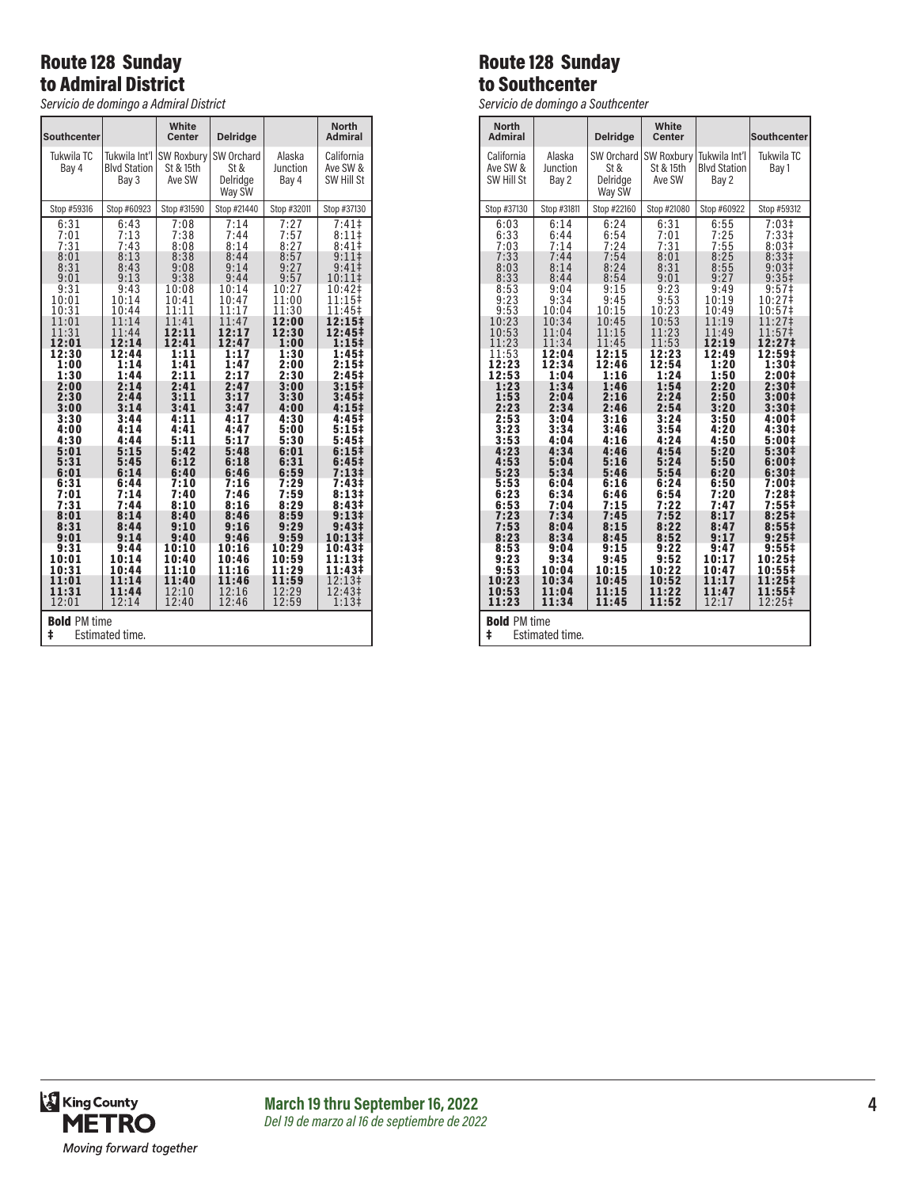## Route 128 Sunday to Admiral District

*Servicio de domingo a Admiral District*

| Southcenter | | White Center | Delridge | | North Admiral |
|---|---|---|---|---|---|
| Tukwila TC Bay 4 | Tukwila Int'l Blvd Station Bay 3 | SW Roxbury St & 15th Ave SW | SW Orchard St & Delridge Way SW | Alaska Junction Bay 4 | California Ave SW & SW Hill St |
| Stop #59316 | Stop #60923 | Stop #31590 | Stop #21440 | Stop #32011 | Stop #37130 |
| 6:31 | 6:43 | 7:08 | 7:14 | 7:27 | 7:41‡ |
| 7:01 | 7:13 | 7:38 | 7:44 | 7:57 | 8:11‡ |
| 7:31 | 7:43 | 8:08 | 8:14 | 8:27 | 8:41‡ |
| 8:01 | 8:13 | 8:38 | 8:44 | 8:57 | 9:11‡ |
| 8:31 | 8:43 | 9:08 | 9:14 | 9:27 | 9:41‡ |
| 9:01 | 9:13 | 9:38 | 9:44 | 9:57 | 10:11‡ |
| 9:31 | 9:43 | 10:08 | 10:14 | 10:27 | 10:42‡ |
| 10:01 | 10:14 | 10:41 | 10:47 | 11:00 | 11:15‡ |
| 10:31 | 10:44 | 11:11 | 11:17 | 11:30 | 11:45‡ |
| 11:01 | 11:14 | 11:41 | 11:47 | **12:00** | **12:15‡** |
| 11:31 | 11:44 | **12:11** | **12:17** | **12:30** | **12:45‡** |
| **12:01** | **12:14** | **12:41** | **12:47** | **1:00** | **1:15‡** |
| **12:30** | **12:44** | **1:11** | **1:17** | **1:30** | **1:45‡** |
| **1:00** | **1:14** | **1:41** | **1:47** | **2:00** | **2:15‡** |
| **1:30** | **1:44** | **2:11** | **2:17** | **2:30** | **2:45‡** |
| **2:00** | **2:14** | **2:41** | **2:47** | **3:00** | **3:15‡** |
| **2:30** | **2:44** | **3:11** | **3:17** | **3:30** | **3:45‡** |
| **3:00** | **3:14** | **3:41** | **3:47** | **4:00** | **4:15‡** |
| **3:30** | **3:44** | **4:11** | **4:17** | **4:30** | **4:45‡** |
| **4:00** | **4:14** | **4:41** | **4:47** | **5:00** | **5:15‡** |
| **4:30** | **4:44** | **5:11** | **5:17** | **5:30** | **5:45‡** |
| **5:01** | **5:15** | **5:42** | **5:48** | **6:01** | **6:15‡** |
| **5:31** | **5:45** | **6:12** | **6:18** | **6:31** | **6:45‡** |
| **6:01** | **6:14** | **6:40** | **6:46** | **6:59** | **7:13‡** |
| **6:31** | **6:44** | **7:10** | **7:16** | **7:29** | **7:43‡** |
| **7:01** | **7:14** | **7:40** | **7:46** | **7:59** | **8:13‡** |
| **7:31** | **7:44** | **8:10** | **8:16** | **8:29** | **8:43‡** |
| **8:01** | **8:14** | **8:40** | **8:46** | **8:59** | **9:13‡** |
| **8:31** | **8:44** | **9:10** | **9:16** | **9:29** | **9:43‡** |
| **9:01** | **9:14** | **9:40** | **9:46** | **9:59** | **10:13‡** |
| **9:31** | **9:44** | **10:10** | **10:16** | **10:29** | **10:43‡** |
| **10:01** | **10:14** | **10:40** | **10:46** | **10:59** | **11:13‡** |
| **10:31** | **10:44** | **11:10** | **11:16** | **11:29** | **11:43‡** |
| **11:01** | **11:14** | **11:40** | **11:46** | **11:59** | 12:13‡ |
| **11:31** | **11:44** | 12:10 | 12:16 | 12:29 | 12:43‡ |
| 12:01 | 12:14 | 12:40 | 12:46 | 12:59 | 1:13‡ |

**Bold** PM time
‡ Estimated time.

## Route 128 Sunday to Southcenter

*Servicio de domingo a Southcenter*

| North Admiral | | Delridge | White Center | | Southcenter |
|---|---|---|---|---|---|
| California Ave SW & SW Hill St | Alaska Junction Bay 2 | SW Orchard St & Delridge Way SW | SW Roxbury St & 15th Ave SW | Tukwila Int'l Blvd Station Bay 2 | Tukwila TC Bay 1 |
| Stop #37130 | Stop #31811 | Stop #22160 | Stop #21080 | Stop #60922 | Stop #59312 |
| 6:03 | 6:14 | 6:24 | 6:31 | 6:55 | 7:03‡ |
| 6:33 | 6:44 | 6:54 | 7:01 | 7:25 | 7:33‡ |
| 7:03 | 7:14 | 7:24 | 7:31 | 7:55 | 8:03‡ |
| 7:33 | 7:44 | 7:54 | 8:01 | 8:25 | 8:33‡ |
| 8:03 | 8:14 | 8:24 | 8:31 | 8:55 | 9:03‡ |
| 8:33 | 8:44 | 8:54 | 9:01 | 9:27 | 9:35‡ |
| 8:53 | 9:04 | 9:15 | 9:23 | 9:49 | 9:57‡ |
| 9:23 | 9:34 | 9:45 | 9:53 | 10:19 | 10:27‡ |
| 9:53 | 10:04 | 10:15 | 10:23 | 10:49 | 10:57‡ |
| 10:23 | 10:34 | 10:45 | 10:53 | 11:19 | 11:27‡ |
| 10:53 | 11:04 | 11:15 | 11:23 | 11:49 | 11:57‡ |
| 11:23 | 11:34 | 11:45 | 11:53 | **12:19** | **12:27‡** |
| 11:53 | **12:04** | **12:15** | **12:23** | **12:49** | **12:59‡** |
| **12:23** | **12:34** | **12:46** | **12:54** | **1:20** | **1:30‡** |
| **12:53** | **1:04** | **1:16** | **1:24** | **1:50** | **2:00‡** |
| **1:23** | **1:34** | **1:46** | **1:54** | **2:20** | **2:30‡** |
| **1:53** | **2:04** | **2:16** | **2:24** | **2:50** | **3:00‡** |
| **2:23** | **2:34** | **2:46** | **2:54** | **3:20** | **3:30‡** |
| **2:53** | **3:04** | **3:16** | **3:24** | **3:50** | **4:00‡** |
| **3:23** | **3:34** | **3:46** | **3:54** | **4:20** | **4:30‡** |
| **3:53** | **4:04** | **4:16** | **4:24** | **4:50** | **5:00‡** |
| **4:23** | **4:34** | **4:46** | **4:54** | **5:20** | **5:30‡** |
| **4:53** | **5:04** | **5:16** | **5:24** | **5:50** | **6:00‡** |
| **5:23** | **5:34** | **5:46** | **5:54** | **6:20** | **6:30‡** |
| **5:53** | **6:04** | **6:16** | **6:24** | **6:50** | **7:00‡** |
| **6:23** | **6:34** | **6:46** | **6:54** | **7:20** | **7:28‡** |
| **6:53** | **7:04** | **7:15** | **7:22** | **7:47** | **7:55‡** |
| **7:23** | **7:34** | **7:45** | **7:52** | **8:17** | **8:25‡** |
| **7:53** | **8:04** | **8:15** | **8:22** | **8:47** | **8:55‡** |
| **8:23** | **8:34** | **8:45** | **8:52** | **9:17** | **9:25‡** |
| **8:53** | **9:04** | **9:15** | **9:22** | **9:47** | **9:55‡** |
| **9:23** | **9:34** | **9:45** | **9:52** | **10:17** | **10:25‡** |
| **9:53** | **10:04** | **10:15** | **10:22** | **10:47** | **10:55‡** |
| **10:23** | **10:34** | **10:45** | **10:52** | **11:17** | **11:25‡** |
| **10:53** | **11:04** | **11:15** | **11:22** | **11:47** | **11:55‡** |
| **11:23** | **11:34** | **11:45** | **11:52** | 12:17 | 12:25‡ |

**Bold** PM time
‡ Estimated time.

King County METRO
*Moving forward together*

**March 19 thru September 16, 2022**
*Del 19 de marzo al 16 de septiembre de 2022*